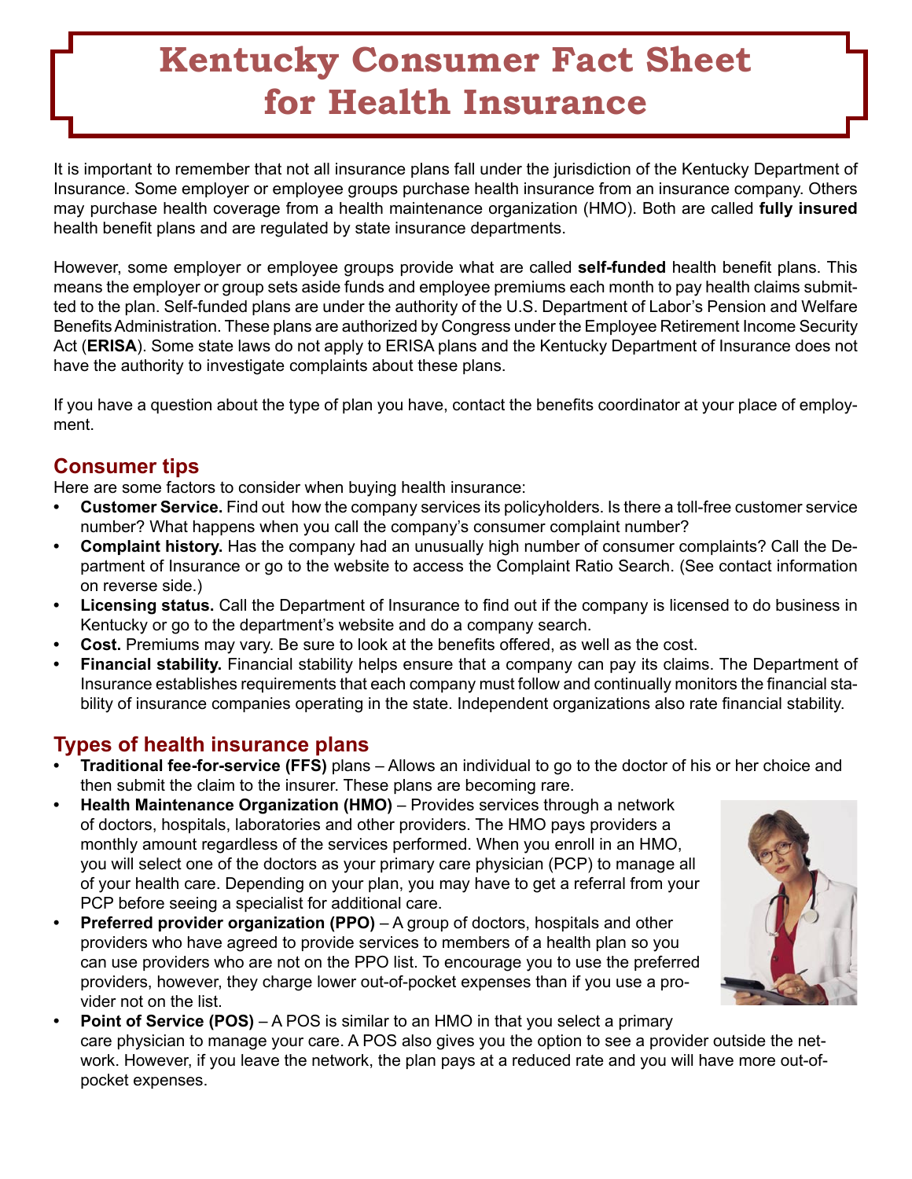# Kentucky Consumer Fact Sheet for Health Insurance

It is important to remember that not all insurance plans fall under the jurisdiction of the Kentucky Department of Insurance. Some employer or employee groups purchase health insurance from an insurance company. Others may purchase health coverage from a health maintenance organization (HMO). Both are called **fully insured** health benefit plans and are regulated by state insurance departments.

However, some employer or employee groups provide what are called **self-funded** health benefit plans. This means the employer or group sets aside funds and employee premiums each month to pay health claims submitted to the plan. Self-funded plans are under the authority of the U.S. Department of Labor's Pension and Welfare Benefits Administration. These plans are authorized by Congress under the Employee Retirement Income Security Act (**ERISA**). Some state laws do not apply to ERISA plans and the Kentucky Department of Insurance does not have the authority to investigate complaints about these plans.

If you have a question about the type of plan you have, contact the benefits coordinator at your place of employment.

## Consumer tips

Here are some factors to consider when buying health insurance:

- **Customer Service.** Find out how the company services its policyholders. Is there a toll-free customer service number? What happens when you call the company's consumer complaint number?
- **Complaint history.** Has the company had an unusually high number of consumer complaints? Call the Department of Insurance or go to the website to access the Complaint Ratio Search. (See contact information on reverse side.)
- **Licensing status.** Call the Department of Insurance to find out if the company is licensed to do business in Kentucky or go to the department's website and do a company search.
- **Cost.** Premiums may vary. Be sure to look at the benefits offered, as well as the cost.
- **Financial stability.** Financial stability helps ensure that a company can pay its claims. The Department of Insurance establishes requirements that each company must follow and continually monitors the financial stability of insurance companies operating in the state. Independent organizations also rate financial stability.

## Types of health insurance plans

- **Traditional fee-for-service (FFS)** plans – Allows an individual to go to the doctor of his or her choice and then submit the claim to the insurer. These plans are becoming rare.
- **Health Maintenance Organization (HMO)** – Provides services through a network of doctors, hospitals, laboratories and other providers. The HMO pays providers a monthly amount regardless of the services performed. When you enroll in an HMO, you will select one of the doctors as your primary care physician (PCP) to manage all of your health care. Depending on your plan, you may have to get a referral from your PCP before seeing a specialist for additional care.
- **Preferred provider organization (PPO)** – A group of doctors, hospitals and other providers who have agreed to provide services to members of a health plan so you can use providers who are not on the PPO list. To encourage you to use the preferred providers, however, they charge lower out-of-pocket expenses than if you use a provider not on the list.
- **Point of Service (POS)** – A POS is similar to an HMO in that you select a primary care physician to manage your care. A POS also gives you the option to see a provider outside the network. However, if you leave the network, the plan pays at a reduced rate and you will have more out-of-pocket expenses.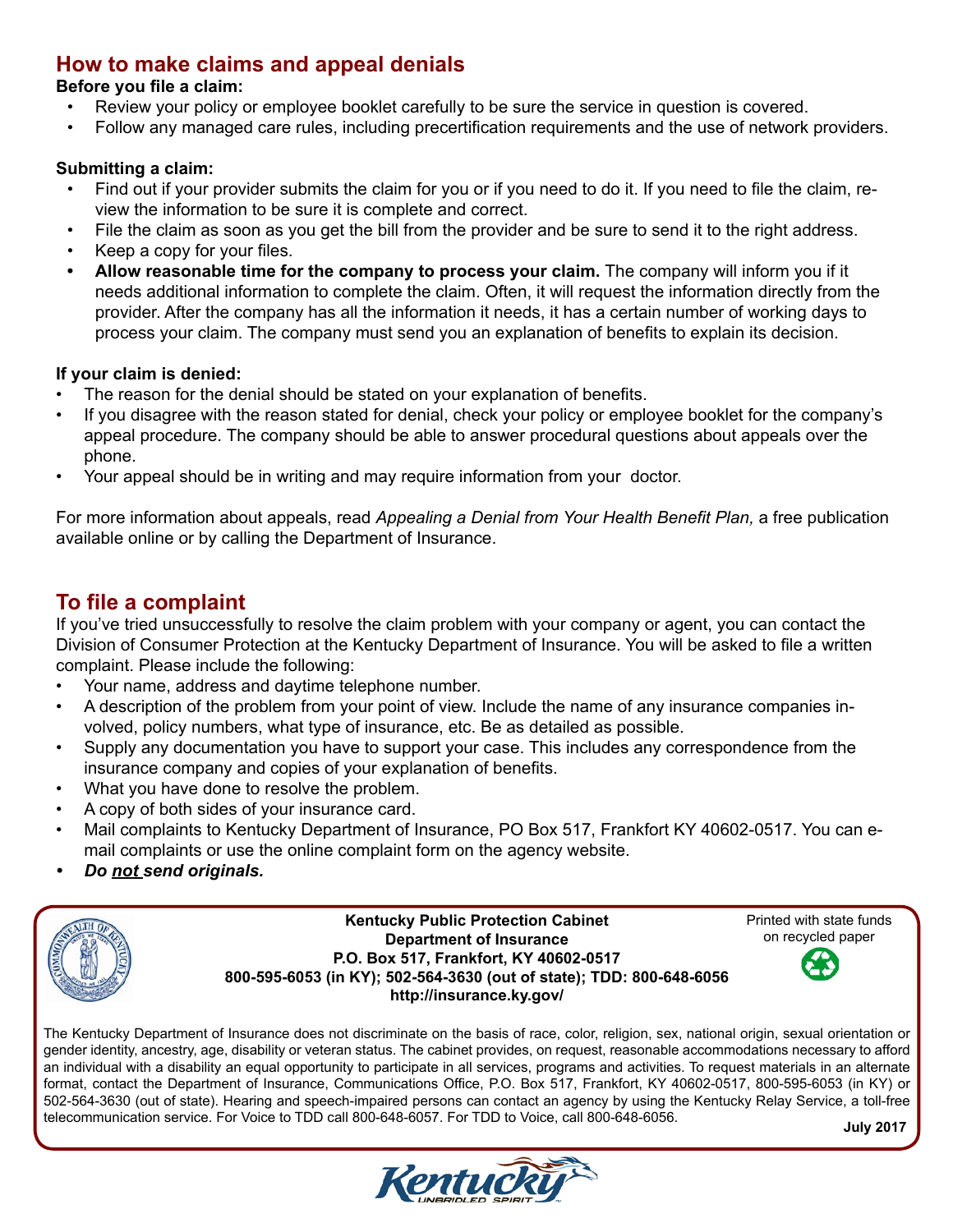## How to make claims and appeal denials

**Before you file a claim:**

- Review your policy or employee booklet carefully to be sure the service in question is covered.
- Follow any managed care rules, including precertification requirements and the use of network providers.

**Submitting a claim:**

- Find out if your provider submits the claim for you or if you need to do it. If you need to file the claim, review the information to be sure it is complete and correct.
- File the claim as soon as you get the bill from the provider and be sure to send it to the right address.
- Keep a copy for your files.
- **Allow reasonable time for the company to process your claim.** The company will inform you if it needs additional information to complete the claim. Often, it will request the information directly from the provider. After the company has all the information it needs, it has a certain number of working days to process your claim. The company must send you an explanation of benefits to explain its decision.

**If your claim is denied:**

- The reason for the denial should be stated on your explanation of benefits.
- If you disagree with the reason stated for denial, check your policy or employee booklet for the company's appeal procedure. The company should be able to answer procedural questions about appeals over the phone.
- Your appeal should be in writing and may require information from your doctor.

For more information about appeals, read *Appealing a Denial from Your Health Benefit Plan,* a free publication available online or by calling the Department of Insurance.

## To file a complaint

If you've tried unsuccessfully to resolve the claim problem with your company or agent, you can contact the Division of Consumer Protection at the Kentucky Department of Insurance. You will be asked to file a written complaint. Please include the following:

- Your name, address and daytime telephone number.
- A description of the problem from your point of view. Include the name of any insurance companies involved, policy numbers, what type of insurance, etc. Be as detailed as possible.
- Supply any documentation you have to support your case. This includes any correspondence from the insurance company and copies of your explanation of benefits.
- What you have done to resolve the problem.
- A copy of both sides of your insurance card.
- Mail complaints to Kentucky Department of Insurance, PO Box 517, Frankfort KY 40602-0517. You can e-mail complaints or use the online complaint form on the agency website.
- ***Do not send originals.***

**Kentucky Public Protection Cabinet**
**Department of Insurance**
**P.O. Box 517, Frankfort, KY 40602-0517**
**800-595-6053 (in KY); 502-564-3630 (out of state); TDD: 800-648-6056**
**http://insurance.ky.gov/**

Printed with state funds on recycled paper

The Kentucky Department of Insurance does not discriminate on the basis of race, color, religion, sex, national origin, sexual orientation or gender identity, ancestry, age, disability or veteran status. The cabinet provides, on request, reasonable accommodations necessary to afford an individual with a disability an equal opportunity to participate in all services, programs and activities. To request materials in an alternate format, contact the Department of Insurance, Communications Office, P.O. Box 517, Frankfort, KY 40602-0517, 800-595-6053 (in KY) or 502-564-3630 (out of state). Hearing and speech-impaired persons can contact an agency by using the Kentucky Relay Service, a toll-free telecommunication service. For Voice to TDD call 800-648-6057. For TDD to Voice, call 800-648-6056.

**July 2017**

Kentucky
UNBRIDLED SPIRIT™